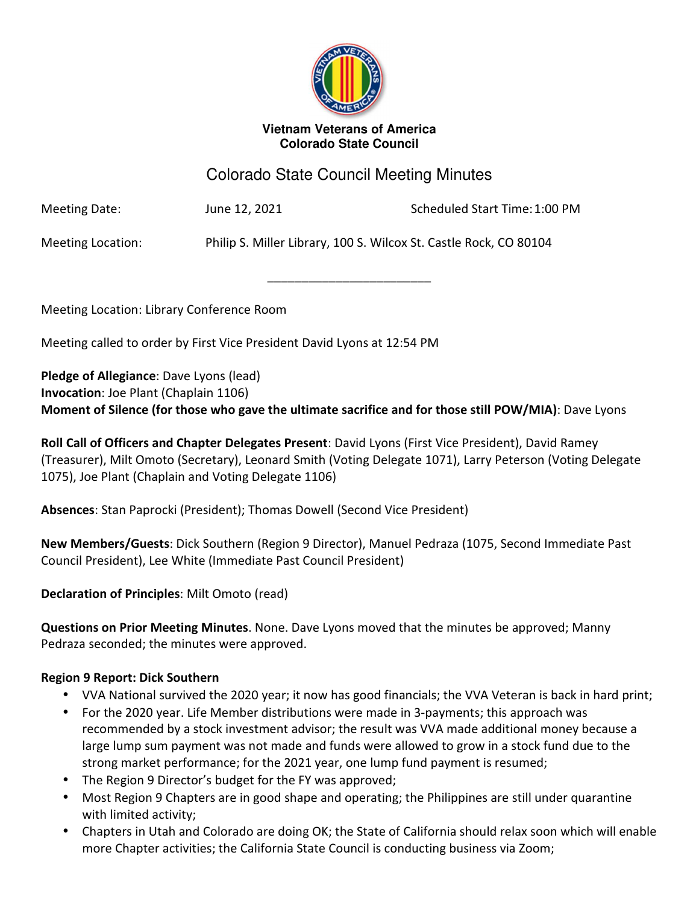**Vietnam Veterans of America**
**Colorado State Council**

# Colorado State Council Meeting Minutes

Meeting Date: June 12, 2021 Scheduled Start Time: 1:00 PM

Meeting Location: Philip S. Miller Library, 100 S. Wilcox St. Castle Rock, CO 80104

---

Meeting Location: Library Conference Room

Meeting called to order by First Vice President David Lyons at 12:54 PM

**Pledge of Allegiance**: Dave Lyons (lead)
**Invocation**: Joe Plant (Chaplain 1106)
**Moment of Silence (for those who gave the ultimate sacrifice and for those still POW/MIA)**: Dave Lyons

**Roll Call of Officers and Chapter Delegates Present**: David Lyons (First Vice President), David Ramey (Treasurer), Milt Omoto (Secretary), Leonard Smith (Voting Delegate 1071), Larry Peterson (Voting Delegate 1075), Joe Plant (Chaplain and Voting Delegate 1106)

**Absences**: Stan Paprocki (President); Thomas Dowell (Second Vice President)

**New Members/Guests**: Dick Southern (Region 9 Director), Manuel Pedraza (1075, Second Immediate Past Council President), Lee White (Immediate Past Council President)

**Declaration of Principles**: Milt Omoto (read)

**Questions on Prior Meeting Minutes**. None. Dave Lyons moved that the minutes be approved; Manny Pedraza seconded; the minutes were approved.

**Region 9 Report: Dick Southern**

- VVA National survived the 2020 year; it now has good financials; the VVA Veteran is back in hard print;
- For the 2020 year. Life Member distributions were made in 3-payments; this approach was recommended by a stock investment advisor; the result was VVA made additional money because a large lump sum payment was not made and funds were allowed to grow in a stock fund due to the strong market performance; for the 2021 year, one lump fund payment is resumed;
- The Region 9 Director's budget for the FY was approved;
- Most Region 9 Chapters are in good shape and operating; the Philippines are still under quarantine with limited activity;
- Chapters in Utah and Colorado are doing OK; the State of California should relax soon which will enable more Chapter activities; the California State Council is conducting business via Zoom;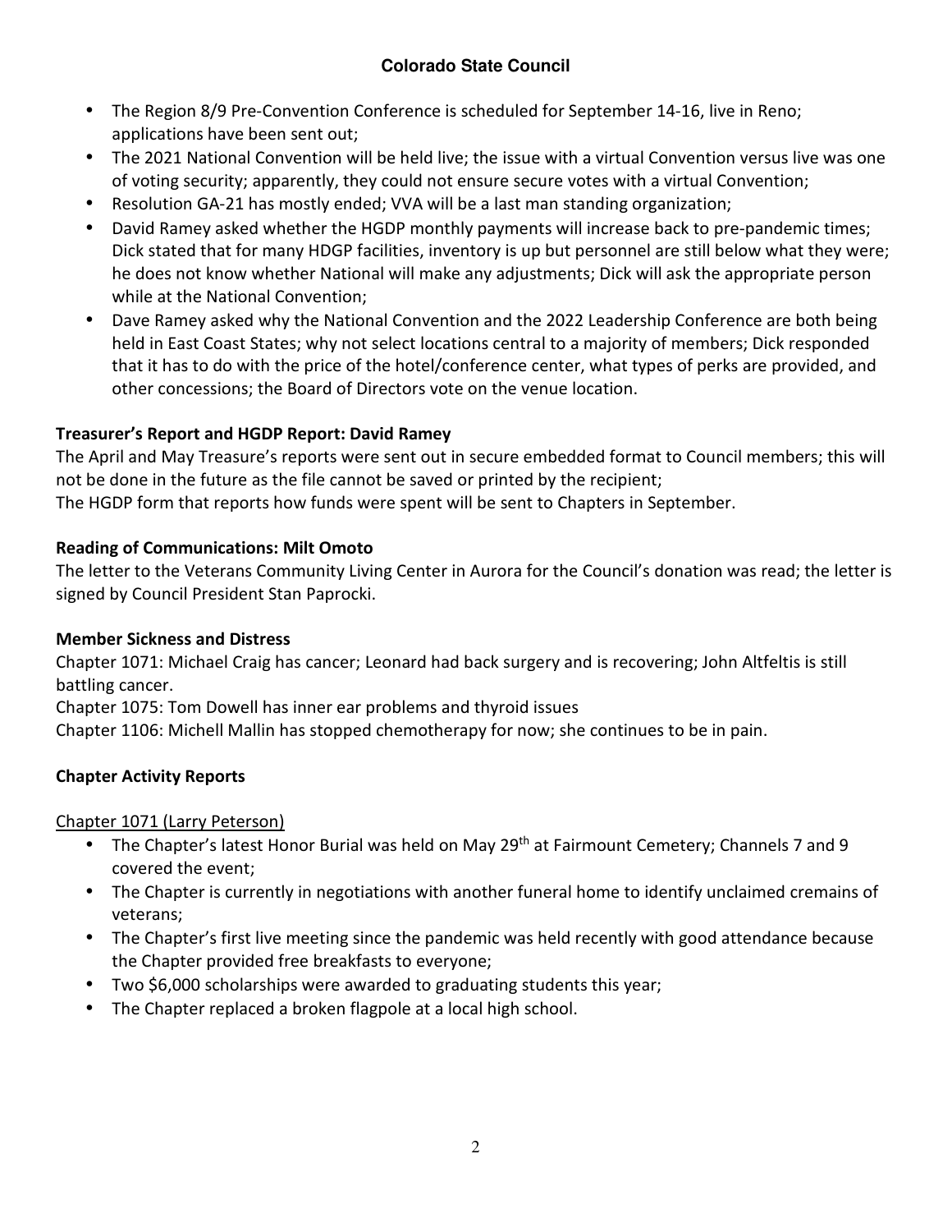- The Region 8/9 Pre-Convention Conference is scheduled for September 14-16, live in Reno; applications have been sent out;
- The 2021 National Convention will be held live; the issue with a virtual Convention versus live was one of voting security; apparently, they could not ensure secure votes with a virtual Convention;
- Resolution GA-21 has mostly ended; VVA will be a last man standing organization;
- David Ramey asked whether the HGDP monthly payments will increase back to pre-pandemic times; Dick stated that for many HDGP facilities, inventory is up but personnel are still below what they were; he does not know whether National will make any adjustments; Dick will ask the appropriate person while at the National Convention;
- Dave Ramey asked why the National Convention and the 2022 Leadership Conference are both being held in East Coast States; why not select locations central to a majority of members; Dick responded that it has to do with the price of the hotel/conference center, what types of perks are provided, and other concessions; the Board of Directors vote on the venue location.

**Treasurer's Report and HGDP Report: David Ramey**

The April and May Treasure's reports were sent out in secure embedded format to Council members; this will not be done in the future as the file cannot be saved or printed by the recipient;
The HGDP form that reports how funds were spent will be sent to Chapters in September.

**Reading of Communications: Milt Omoto**

The letter to the Veterans Community Living Center in Aurora for the Council's donation was read; the letter is signed by Council President Stan Paprocki.

**Member Sickness and Distress**

Chapter 1071: Michael Craig has cancer; Leonard had back surgery and is recovering; John Altfeltis is still battling cancer.
Chapter 1075: Tom Dowell has inner ear problems and thyroid issues
Chapter 1106: Michell Mallin has stopped chemotherapy for now; she continues to be in pain.

**Chapter Activity Reports**

Chapter 1071 (Larry Peterson)

- The Chapter's latest Honor Burial was held on May 29th at Fairmount Cemetery; Channels 7 and 9 covered the event;
- The Chapter is currently in negotiations with another funeral home to identify unclaimed cremains of veterans;
- The Chapter's first live meeting since the pandemic was held recently with good attendance because the Chapter provided free breakfasts to everyone;
- Two $6,000 scholarships were awarded to graduating students this year;
- The Chapter replaced a broken flagpole at a local high school.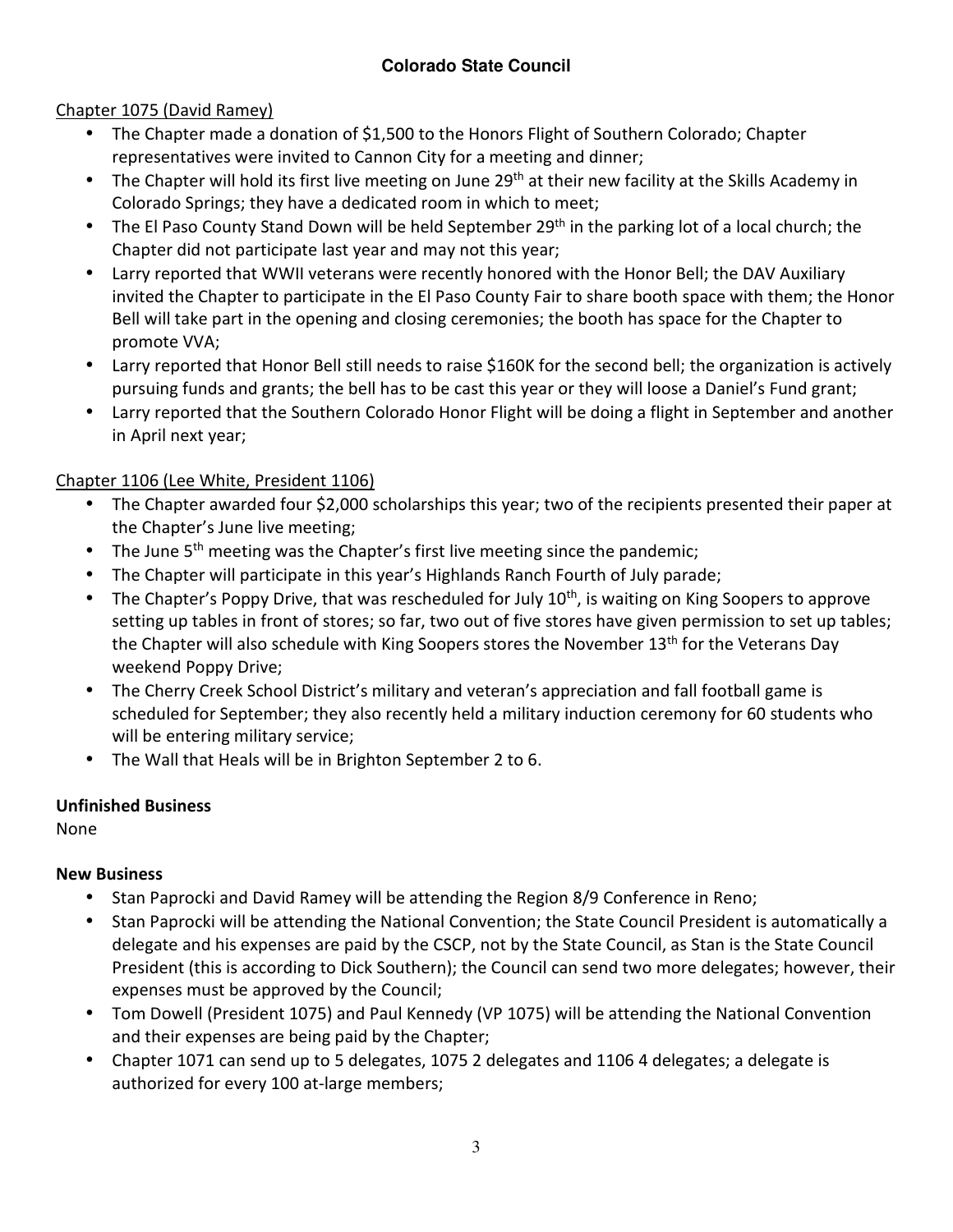**Colorado State Council**

<u>Chapter 1075 (David Ramey)</u>

- The Chapter made a donation of $1,500 to the Honors Flight of Southern Colorado; Chapter representatives were invited to Cannon City for a meeting and dinner;
- The Chapter will hold its first live meeting on June 29th at their new facility at the Skills Academy in Colorado Springs; they have a dedicated room in which to meet;
- The El Paso County Stand Down will be held September 29th in the parking lot of a local church; the Chapter did not participate last year and may not this year;
- Larry reported that WWII veterans were recently honored with the Honor Bell; the DAV Auxiliary invited the Chapter to participate in the El Paso County Fair to share booth space with them; the Honor Bell will take part in the opening and closing ceremonies; the booth has space for the Chapter to promote VVA;
- Larry reported that Honor Bell still needs to raise $160K for the second bell; the organization is actively pursuing funds and grants; the bell has to be cast this year or they will loose a Daniel's Fund grant;
- Larry reported that the Southern Colorado Honor Flight will be doing a flight in September and another in April next year;

<u>Chapter 1106 (Lee White, President 1106)</u>

- The Chapter awarded four $2,000 scholarships this year; two of the recipients presented their paper at the Chapter's June live meeting;
- The June 5th meeting was the Chapter's first live meeting since the pandemic;
- The Chapter will participate in this year's Highlands Ranch Fourth of July parade;
- The Chapter's Poppy Drive, that was rescheduled for July 10th, is waiting on King Soopers to approve setting up tables in front of stores; so far, two out of five stores have given permission to set up tables; the Chapter will also schedule with King Soopers stores the November 13th for the Veterans Day weekend Poppy Drive;
- The Cherry Creek School District's military and veteran's appreciation and fall football game is scheduled for September; they also recently held a military induction ceremony for 60 students who will be entering military service;
- The Wall that Heals will be in Brighton September 2 to 6.

**Unfinished Business**

None

**New Business**

- Stan Paprocki and David Ramey will be attending the Region 8/9 Conference in Reno;
- Stan Paprocki will be attending the National Convention; the State Council President is automatically a delegate and his expenses are paid by the CSCP, not by the State Council, as Stan is the State Council President (this is according to Dick Southern); the Council can send two more delegates; however, their expenses must be approved by the Council;
- Tom Dowell (President 1075) and Paul Kennedy (VP 1075) will be attending the National Convention and their expenses are being paid by the Chapter;
- Chapter 1071 can send up to 5 delegates, 1075 2 delegates and 1106 4 delegates; a delegate is authorized for every 100 at-large members;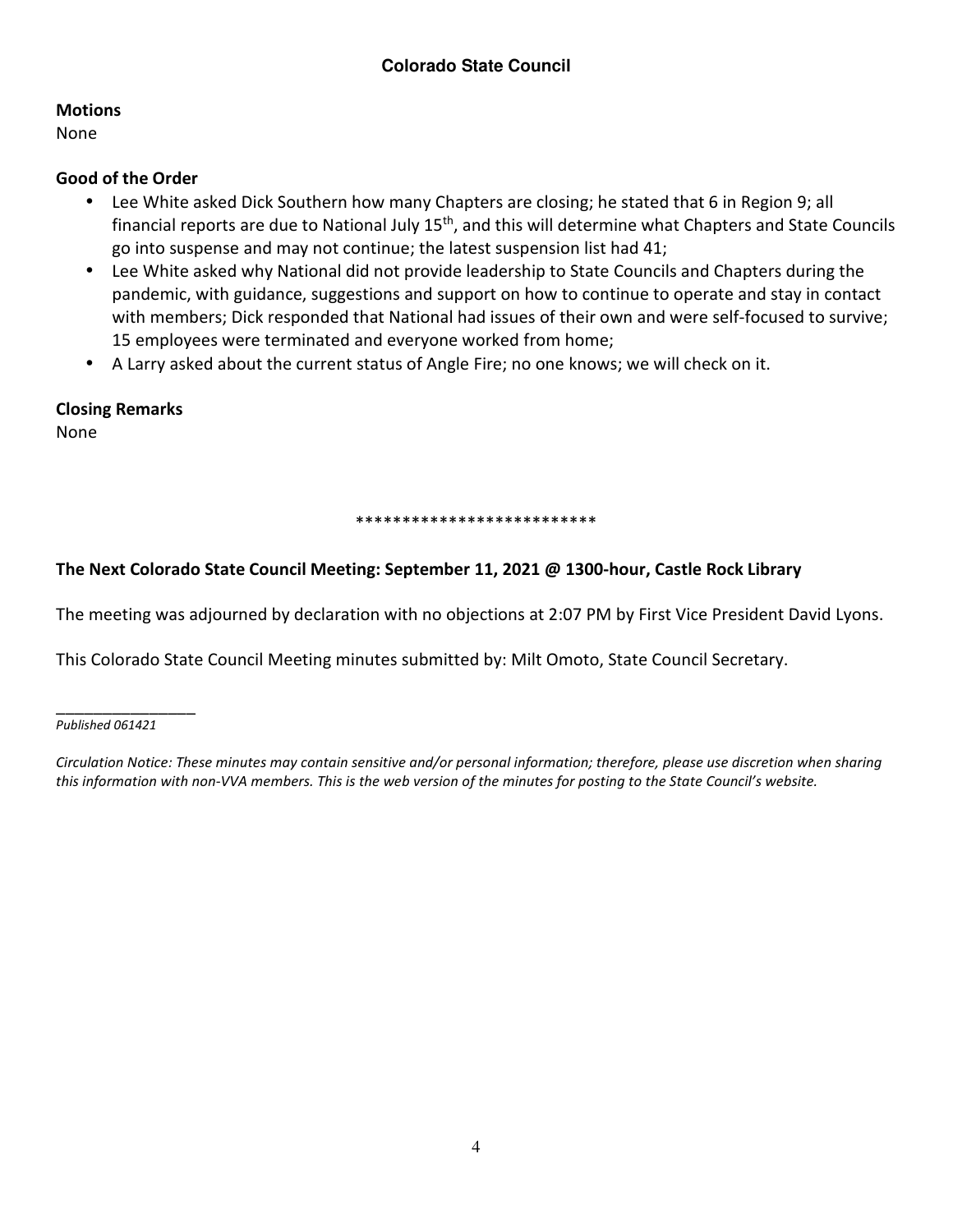**Colorado State Council**

**Motions**

None

**Good of the Order**

- Lee White asked Dick Southern how many Chapters are closing; he stated that 6 in Region 9; all financial reports are due to National July 15th, and this will determine what Chapters and State Councils go into suspense and may not continue; the latest suspension list had 41;
- Lee White asked why National did not provide leadership to State Councils and Chapters during the pandemic, with guidance, suggestions and support on how to continue to operate and stay in contact with members; Dick responded that National had issues of their own and were self-focused to survive; 15 employees were terminated and everyone worked from home;
- A Larry asked about the current status of Angle Fire; no one knows; we will check on it.

**Closing Remarks**

None

**************************

**The Next Colorado State Council Meeting: September 11, 2021 @ 1300-hour, Castle Rock Library**

The meeting was adjourned by declaration with no objections at 2:07 PM by First Vice President David Lyons.

This Colorado State Council Meeting minutes submitted by: Milt Omoto, State Council Secretary.

_________________

*Published 061421*

*Circulation Notice: These minutes may contain sensitive and/or personal information; therefore, please use discretion when sharing this information with non-VVA members. This is the web version of the minutes for posting to the State Council's website.*